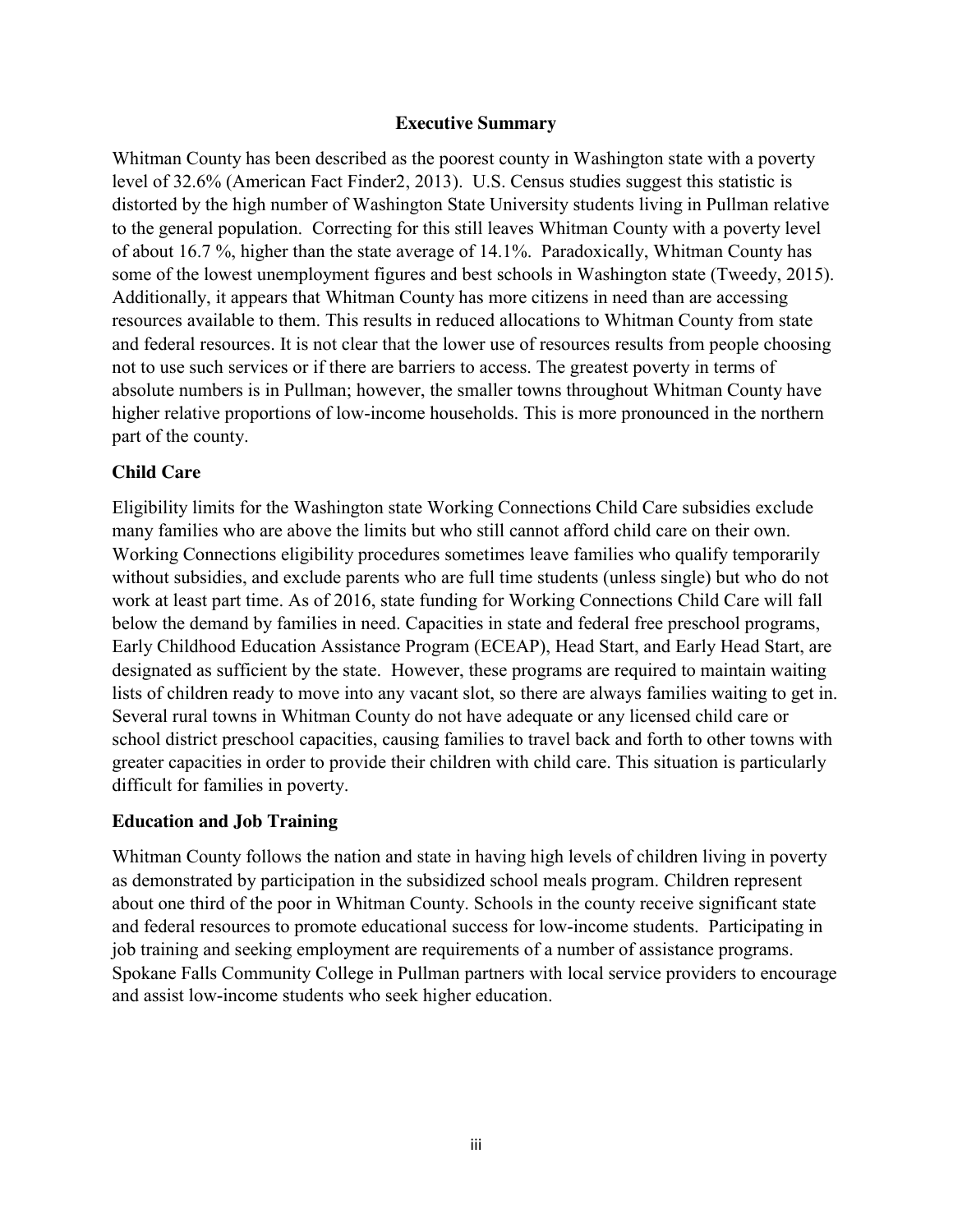## Executive Summary

Whitman County has been described as the poorest county in Washington state with a poverty level of 32.6% (American Fact Finder2, 2013). U.S. Census studies suggest this statistic is distorted by the high number of Washington State University students living in Pullman relative to the general population. Correcting for this still leaves Whitman County with a poverty level of about 16.7 %, higher than the state average of 14.1%. Paradoxically, Whitman County has some of the lowest unemployment figures and best schools in Washington state (Tweedy, 2015). Additionally, it appears that Whitman County has more citizens in need than are accessing resources available to them. This results in reduced allocations to Whitman County from state and federal resources. It is not clear that the lower use of resources results from people choosing not to use such services or if there are barriers to access. The greatest poverty in terms of absolute numbers is in Pullman; however, the smaller towns throughout Whitman County have higher relative proportions of low-income households. This is more pronounced in the northern part of the county.

### Child Care

Eligibility limits for the Washington state Working Connections Child Care subsidies exclude many families who are above the limits but who still cannot afford child care on their own. Working Connections eligibility procedures sometimes leave families who qualify temporarily without subsidies, and exclude parents who are full time students (unless single) but who do not work at least part time. As of 2016, state funding for Working Connections Child Care will fall below the demand by families in need. Capacities in state and federal free preschool programs, Early Childhood Education Assistance Program (ECEAP), Head Start, and Early Head Start, are designated as sufficient by the state. However, these programs are required to maintain waiting lists of children ready to move into any vacant slot, so there are always families waiting to get in. Several rural towns in Whitman County do not have adequate or any licensed child care or school district preschool capacities, causing families to travel back and forth to other towns with greater capacities in order to provide their children with child care. This situation is particularly difficult for families in poverty.

### Education and Job Training

Whitman County follows the nation and state in having high levels of children living in poverty as demonstrated by participation in the subsidized school meals program. Children represent about one third of the poor in Whitman County. Schools in the county receive significant state and federal resources to promote educational success for low-income students. Participating in job training and seeking employment are requirements of a number of assistance programs. Spokane Falls Community College in Pullman partners with local service providers to encourage and assist low-income students who seek higher education.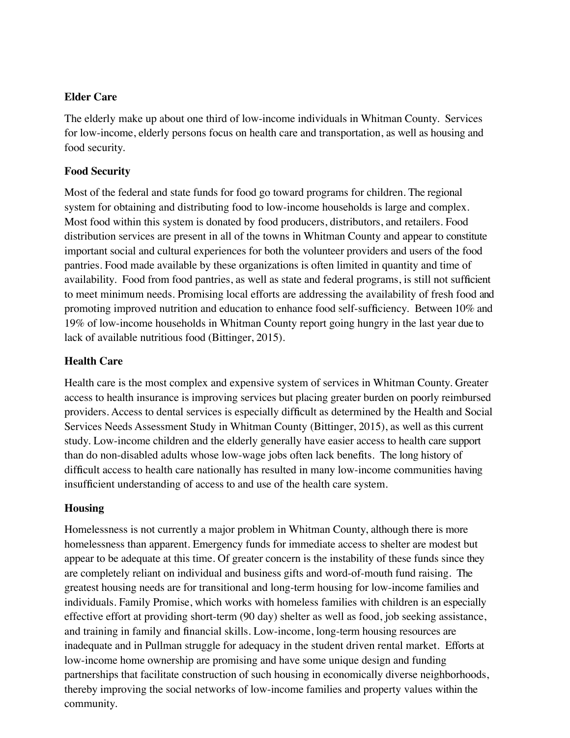**Elder Care**

The elderly make up about one third of low-income individuals in Whitman County. Services for low-income, elderly persons focus on health care and transportation, as well as housing and food security.

**Food Security**

Most of the federal and state funds for food go toward programs for children. The regional system for obtaining and distributing food to low-income households is large and complex. Most food within this system is donated by food producers, distributors, and retailers. Food distribution services are present in all of the towns in Whitman County and appear to constitute important social and cultural experiences for both the volunteer providers and users of the food pantries. Food made available by these organizations is often limited in quantity and time of availability. Food from food pantries, as well as state and federal programs, is still not sufficient to meet minimum needs. Promising local efforts are addressing the availability of fresh food and promoting improved nutrition and education to enhance food self-sufficiency. Between 10% and 19% of low-income households in Whitman County report going hungry in the last year due to lack of available nutritious food (Bittinger, 2015).

**Health Care**

Health care is the most complex and expensive system of services in Whitman County. Greater access to health insurance is improving services but placing greater burden on poorly reimbursed providers. Access to dental services is especially difficult as determined by the Health and Social Services Needs Assessment Study in Whitman County (Bittinger, 2015), as well as this current study. Low-income children and the elderly generally have easier access to health care support than do non-disabled adults whose low-wage jobs often lack benefits. The long history of difficult access to health care nationally has resulted in many low-income communities having insufficient understanding of access to and use of the health care system.

**Housing**

Homelessness is not currently a major problem in Whitman County, although there is more homelessness than apparent. Emergency funds for immediate access to shelter are modest but appear to be adequate at this time. Of greater concern is the instability of these funds since they are completely reliant on individual and business gifts and word-of-mouth fund raising. The greatest housing needs are for transitional and long-term housing for low-income families and individuals. Family Promise, which works with homeless families with children is an especially effective effort at providing short-term (90 day) shelter as well as food, job seeking assistance, and training in family and financial skills. Low-income, long-term housing resources are inadequate and in Pullman struggle for adequacy in the student driven rental market. Efforts at low-income home ownership are promising and have some unique design and funding partnerships that facilitate construction of such housing in economically diverse neighborhoods, thereby improving the social networks of low-income families and property values within the community.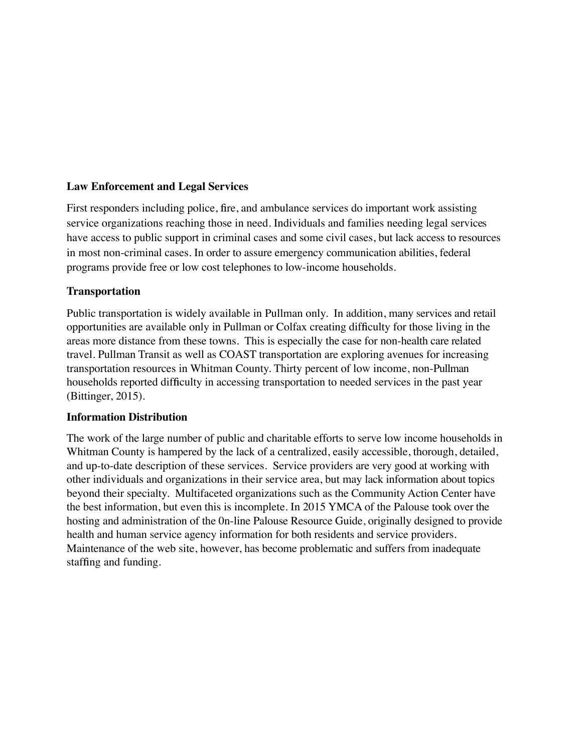**Law Enforcement and Legal Services**

First responders including police, fire, and ambulance services do important work assisting service organizations reaching those in need. Individuals and families needing legal services have access to public support in criminal cases and some civil cases, but lack access to resources in most non-criminal cases. In order to assure emergency communication abilities, federal programs provide free or low cost telephones to low-income households.

**Transportation**

Public transportation is widely available in Pullman only. In addition, many services and retail opportunities are available only in Pullman or Colfax creating difficulty for those living in the areas more distance from these towns. This is especially the case for non-health care related travel. Pullman Transit as well as COAST transportation are exploring avenues for increasing transportation resources in Whitman County. Thirty percent of low income, non-Pullman households reported difficulty in accessing transportation to needed services in the past year (Bittinger, 2015).

**Information Distribution**

The work of the large number of public and charitable efforts to serve low income households in Whitman County is hampered by the lack of a centralized, easily accessible, thorough, detailed, and up-to-date description of these services. Service providers are very good at working with other individuals and organizations in their service area, but may lack information about topics beyond their specialty. Multifaceted organizations such as the Community Action Center have the best information, but even this is incomplete. In 2015 YMCA of the Palouse took over the hosting and administration of the 0n-line Palouse Resource Guide, originally designed to provide health and human service agency information for both residents and service providers. Maintenance of the web site, however, has become problematic and suffers from inadequate staffing and funding.